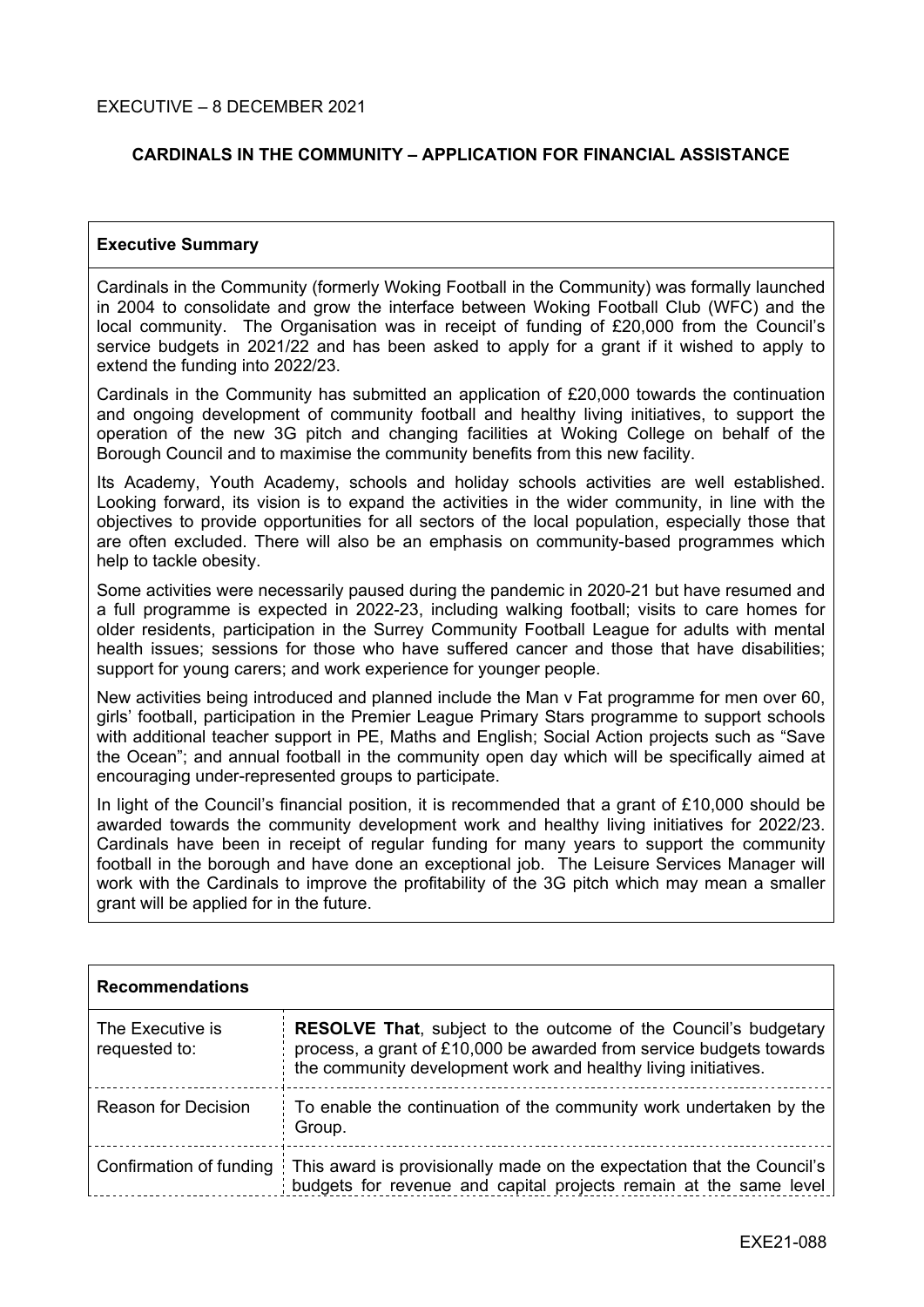EXECUTIVE – 8 DECEMBER 2021

## CARDINALS IN THE COMMUNITY – APPLICATION FOR FINANCIAL ASSISTANCE

### Executive Summary

Cardinals in the Community (formerly Woking Football in the Community) was formally launched in 2004 to consolidate and grow the interface between Woking Football Club (WFC) and the local community. The Organisation was in receipt of funding of £20,000 from the Council's service budgets in 2021/22 and has been asked to apply for a grant if it wished to apply to extend the funding into 2022/23.

Cardinals in the Community has submitted an application of £20,000 towards the continuation and ongoing development of community football and healthy living initiatives, to support the operation of the new 3G pitch and changing facilities at Woking College on behalf of the Borough Council and to maximise the community benefits from this new facility.

Its Academy, Youth Academy, schools and holiday schools activities are well established. Looking forward, its vision is to expand the activities in the wider community, in line with the objectives to provide opportunities for all sectors of the local population, especially those that are often excluded. There will also be an emphasis on community-based programmes which help to tackle obesity.

Some activities were necessarily paused during the pandemic in 2020-21 but have resumed and a full programme is expected in 2022-23, including walking football; visits to care homes for older residents, participation in the Surrey Community Football League for adults with mental health issues; sessions for those who have suffered cancer and those that have disabilities; support for young carers; and work experience for younger people.

New activities being introduced and planned include the Man v Fat programme for men over 60, girls' football, participation in the Premier League Primary Stars programme to support schools with additional teacher support in PE, Maths and English; Social Action projects such as "Save the Ocean"; and annual football in the community open day which will be specifically aimed at encouraging under-represented groups to participate.

In light of the Council's financial position, it is recommended that a grant of £10,000 should be awarded towards the community development work and healthy living initiatives for 2022/23. Cardinals have been in receipt of regular funding for many years to support the community football in the borough and have done an exceptional job. The Leisure Services Manager will work with the Cardinals to improve the profitability of the 3G pitch which may mean a smaller grant will be applied for in the future.

### Recommendations

| | |
|---|---|
| The Executive is requested to: | **RESOLVE That**, subject to the outcome of the Council's budgetary process, a grant of £10,000 be awarded from service budgets towards the community development work and healthy living initiatives. |
| Reason for Decision | To enable the continuation of the community work undertaken by the Group. |
| Confirmation of funding | This award is provisionally made on the expectation that the Council's budgets for revenue and capital projects remain at the same level |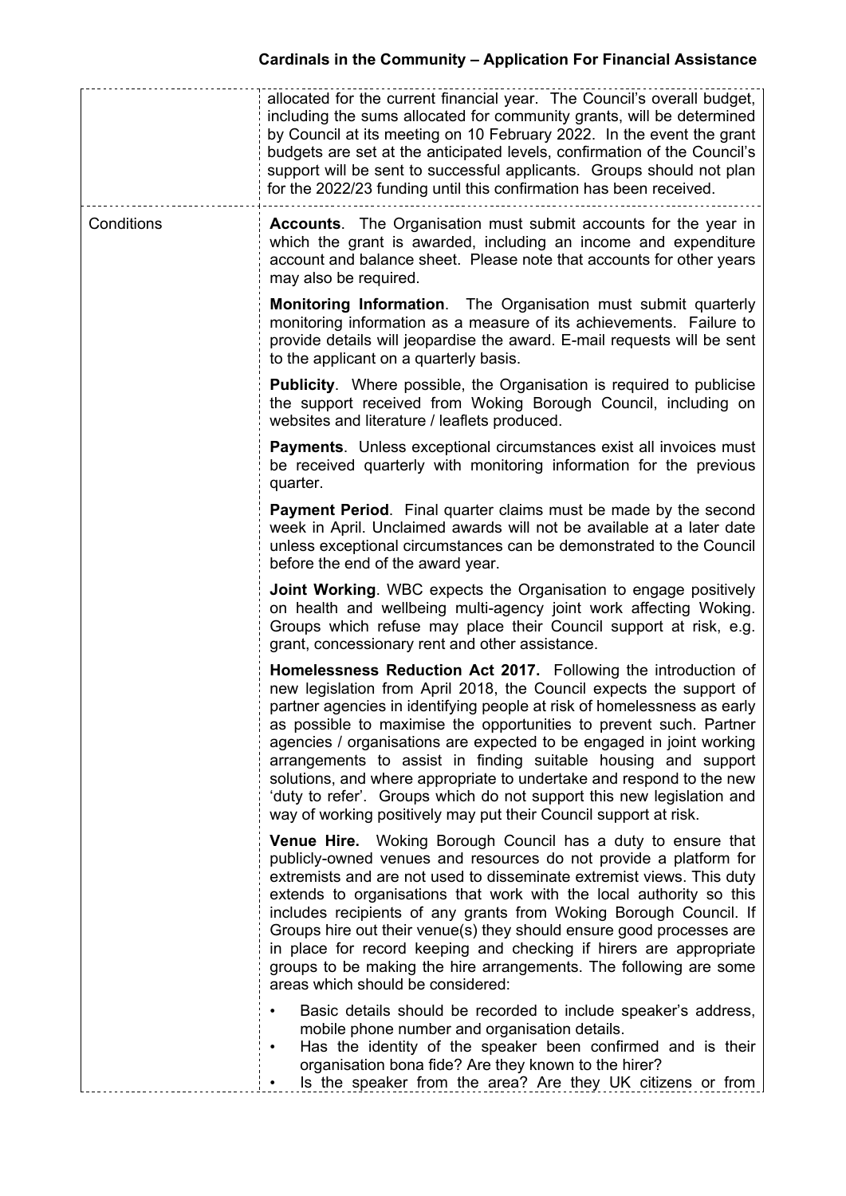| | |
|---|---|
| | allocated for the current financial year. The Council's overall budget, including the sums allocated for community grants, will be determined by Council at its meeting on 10 February 2022. In the event the grant budgets are set at the anticipated levels, confirmation of the Council's support will be sent to successful applicants. Groups should not plan for the 2022/23 funding until this confirmation has been received. |
| Conditions | **Accounts**. The Organisation must submit accounts for the year in which the grant is awarded, including an income and expenditure account and balance sheet. Please note that accounts for other years may also be required.<br><br>**Monitoring Information**. The Organisation must submit quarterly monitoring information as a measure of its achievements. Failure to provide details will jeopardise the award. E-mail requests will be sent to the applicant on a quarterly basis.<br><br>**Publicity**. Where possible, the Organisation is required to publicise the support received from Woking Borough Council, including on websites and literature / leaflets produced.<br><br>**Payments**. Unless exceptional circumstances exist all invoices must be received quarterly with monitoring information for the previous quarter.<br><br>**Payment Period**. Final quarter claims must be made by the second week in April. Unclaimed awards will not be available at a later date unless exceptional circumstances can be demonstrated to the Council before the end of the award year.<br><br>**Joint Working**. WBC expects the Organisation to engage positively on health and wellbeing multi-agency joint work affecting Woking. Groups which refuse may place their Council support at risk, e.g. grant, concessionary rent and other assistance.<br><br>**Homelessness Reduction Act 2017.** Following the introduction of new legislation from April 2018, the Council expects the support of partner agencies in identifying people at risk of homelessness as early as possible to maximise the opportunities to prevent such. Partner agencies / organisations are expected to be engaged in joint working arrangements to assist in finding suitable housing and support solutions, and where appropriate to undertake and respond to the new 'duty to refer'. Groups which do not support this new legislation and way of working positively may put their Council support at risk.<br><br>**Venue Hire.** Woking Borough Council has a duty to ensure that publicly-owned venues and resources do not provide a platform for extremists and are not used to disseminate extremist views. This duty extends to organisations that work with the local authority so this includes recipients of any grants from Woking Borough Council. If Groups hire out their venue(s) they should ensure good processes are in place for record keeping and checking if hirers are appropriate groups to be making the hire arrangements. The following are some areas which should be considered:<br><br>• Basic details should be recorded to include speaker's address, mobile phone number and organisation details.<br>• Has the identity of the speaker been confirmed and is their organisation bona fide? Are they known to the hirer?<br>• Is the speaker from the area? Are they UK citizens or from |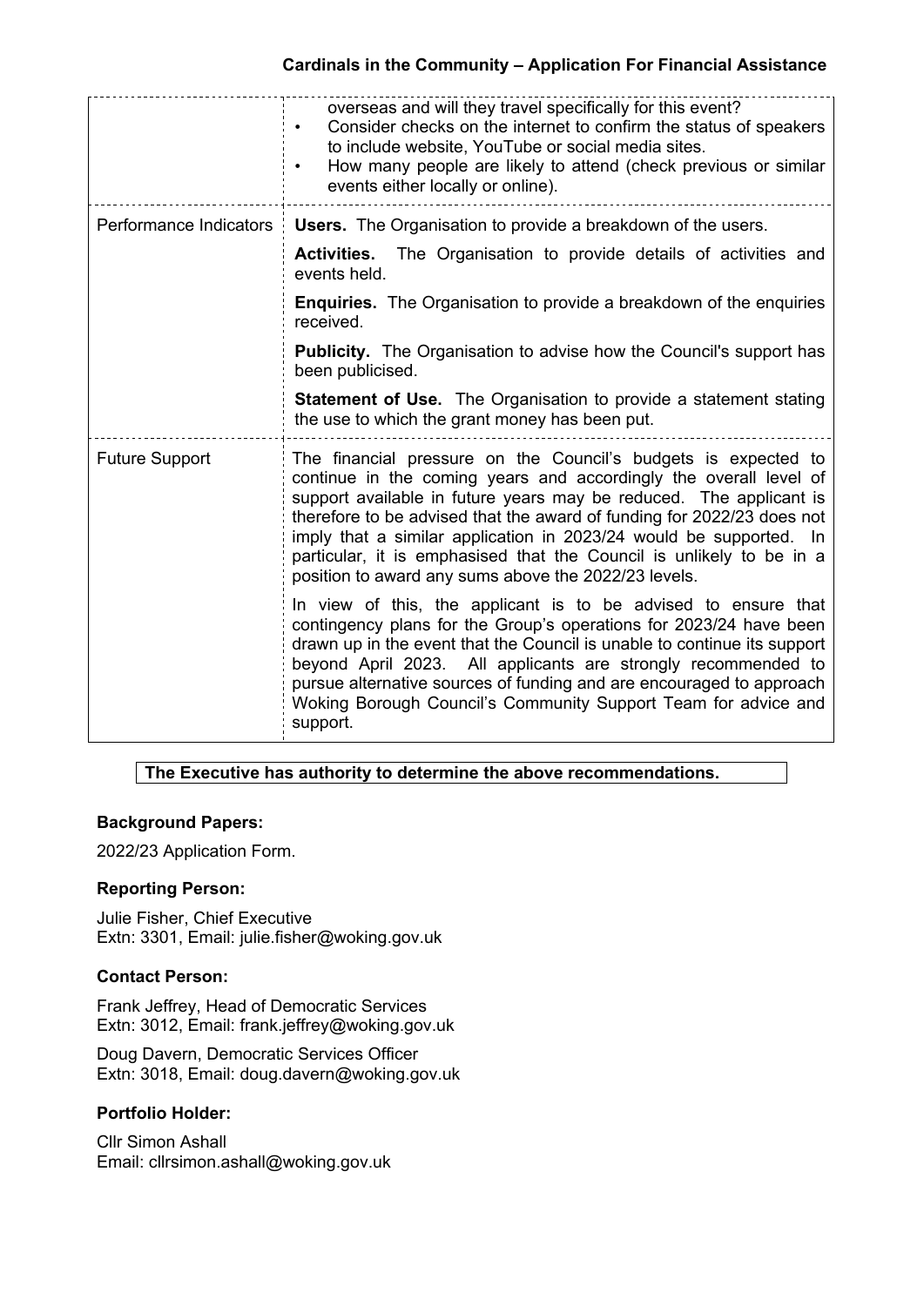| | |
|---|---|
| | overseas and will they travel specifically for this event?<br>• Consider checks on the internet to confirm the status of speakers to include website, YouTube or social media sites.<br>• How many people are likely to attend (check previous or similar events either locally or online). |
| Performance Indicators | **Users.** The Organisation to provide a breakdown of the users.<br><br>**Activities.** The Organisation to provide details of activities and events held.<br><br>**Enquiries.** The Organisation to provide a breakdown of the enquiries received.<br><br>**Publicity.** The Organisation to advise how the Council's support has been publicised.<br><br>**Statement of Use.** The Organisation to provide a statement stating the use to which the grant money has been put. |
| Future Support | The financial pressure on the Council's budgets is expected to continue in the coming years and accordingly the overall level of support available in future years may be reduced. The applicant is therefore to be advised that the award of funding for 2022/23 does not imply that a similar application in 2023/24 would be supported. In particular, it is emphasised that the Council is unlikely to be in a position to award any sums above the 2022/23 levels.<br><br>In view of this, the applicant is to be advised to ensure that contingency plans for the Group's operations for 2023/24 have been drawn up in the event that the Council is unable to continue its support beyond April 2023. All applicants are strongly recommended to pursue alternative sources of funding and are encouraged to approach Woking Borough Council's Community Support Team for advice and support. |

**The Executive has authority to determine the above recommendations.**

### Background Papers:

2022/23 Application Form.

### Reporting Person:

Julie Fisher, Chief Executive
Extn: 3301, Email: julie.fisher@woking.gov.uk

### Contact Person:

Frank Jeffrey, Head of Democratic Services
Extn: 3012, Email: frank.jeffrey@woking.gov.uk

Doug Davern, Democratic Services Officer
Extn: 3018, Email: doug.davern@woking.gov.uk

### Portfolio Holder:

Cllr Simon Ashall
Email: cllrsimon.ashall@woking.gov.uk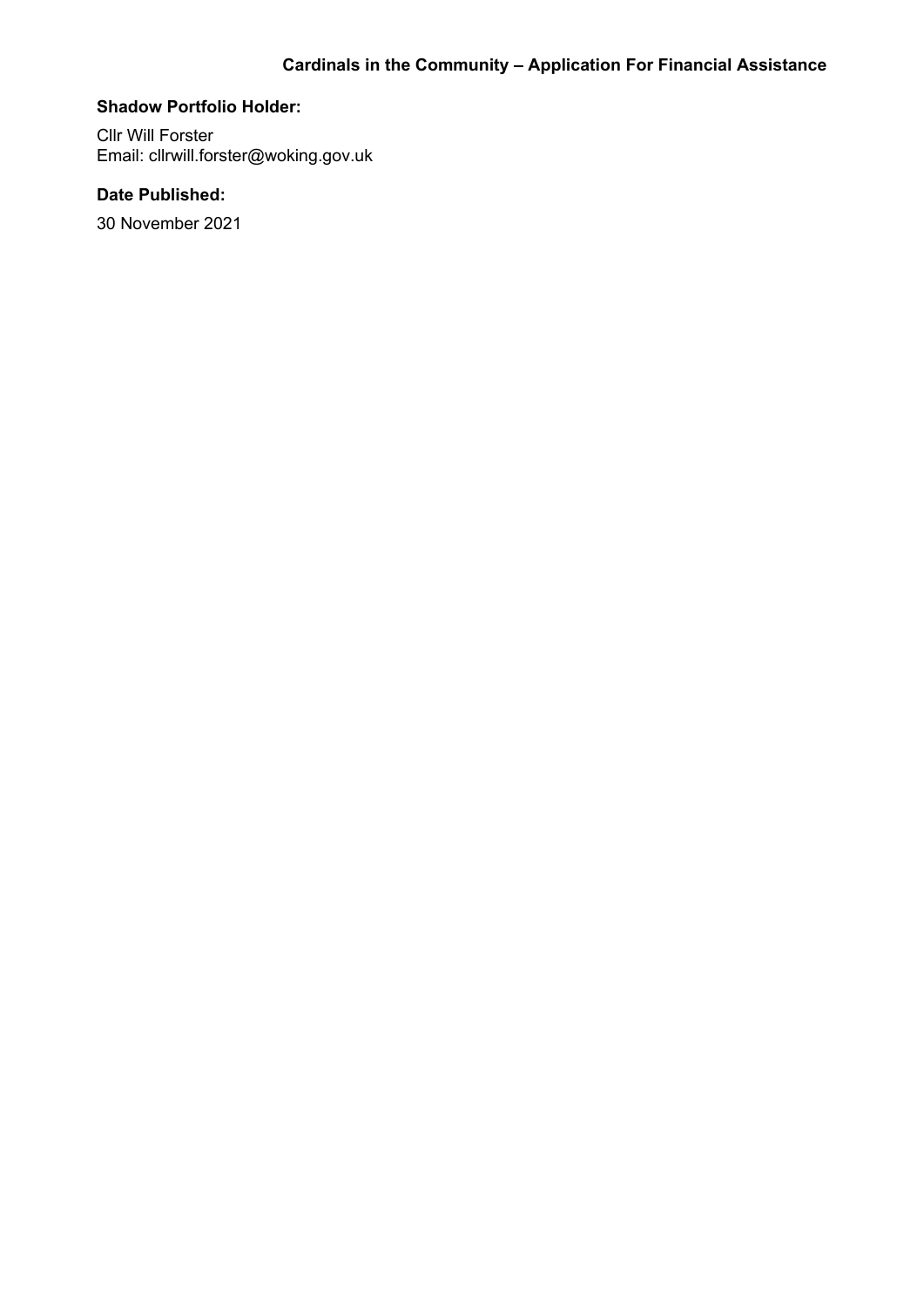**Shadow Portfolio Holder:**

Cllr Will Forster
Email: cllrwill.forster@woking.gov.uk

**Date Published:**

30 November 2021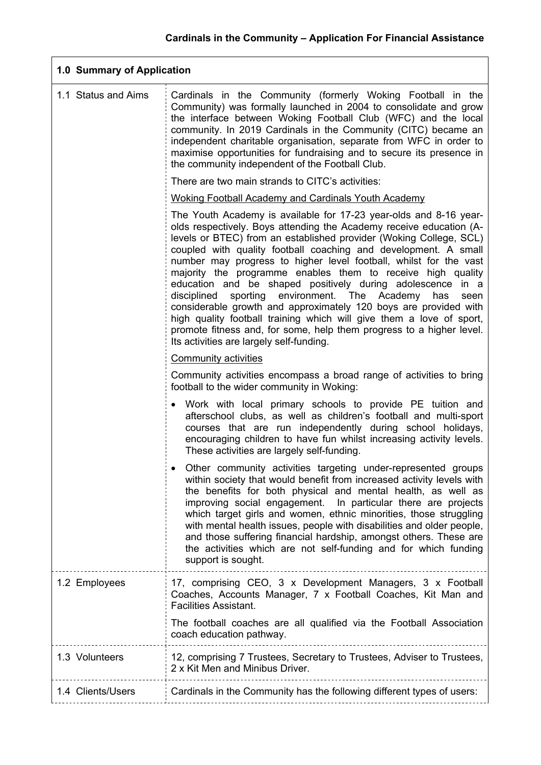## Cardinals in the Community – Application For Financial Assistance

| 1.0 Summary of Application | |
|---|---|
| 1.1 Status and Aims | Cardinals in the Community (formerly Woking Football in the Community) was formally launched in 2004 to consolidate and grow the interface between Woking Football Club (WFC) and the local community. In 2019 Cardinals in the Community (CITC) became an independent charitable organisation, separate from WFC in order to maximise opportunities for fundraising and to secure its presence in the community independent of the Football Club.<br><br>There are two main strands to CITC's activities:<br><br>Woking Football Academy and Cardinals Youth Academy<br><br>The Youth Academy is available for 17-23 year-olds and 8-16 year-olds respectively. Boys attending the Academy receive education (A-levels or BTEC) from an established provider (Woking College, SCL) coupled with quality football coaching and development. A small number may progress to higher level football, whilst for the vast majority the programme enables them to receive high quality education and be shaped positively during adolescence in a disciplined sporting environment. The Academy has seen considerable growth and approximately 120 boys are provided with high quality football training which will give them a love of sport, promote fitness and, for some, help them progress to a higher level. Its activities are largely self-funding.<br><br>Community activities<br><br>Community activities encompass a broad range of activities to bring football to the wider community in Woking:<br><br>• Work with local primary schools to provide PE tuition and afterschool clubs, as well as children's football and multi-sport courses that are run independently during school holidays, encouraging children to have fun whilst increasing activity levels. These activities are largely self-funding.<br><br>• Other community activities targeting under-represented groups within society that would benefit from increased activity levels with the benefits for both physical and mental health, as well as improving social engagement. In particular there are projects which target girls and women, ethnic minorities, those struggling with mental health issues, people with disabilities and older people, and those suffering financial hardship, amongst others. These are the activities which are not self-funding and for which funding support is sought. |
| 1.2 Employees | 17, comprising CEO, 3 x Development Managers, 3 x Football Coaches, Accounts Manager, 7 x Football Coaches, Kit Man and Facilities Assistant.<br><br>The football coaches are all qualified via the Football Association coach education pathway. |
| 1.3 Volunteers | 12, comprising 7 Trustees, Secretary to Trustees, Adviser to Trustees, 2 x Kit Men and Minibus Driver. |
| 1.4 Clients/Users | Cardinals in the Community has the following different types of users: |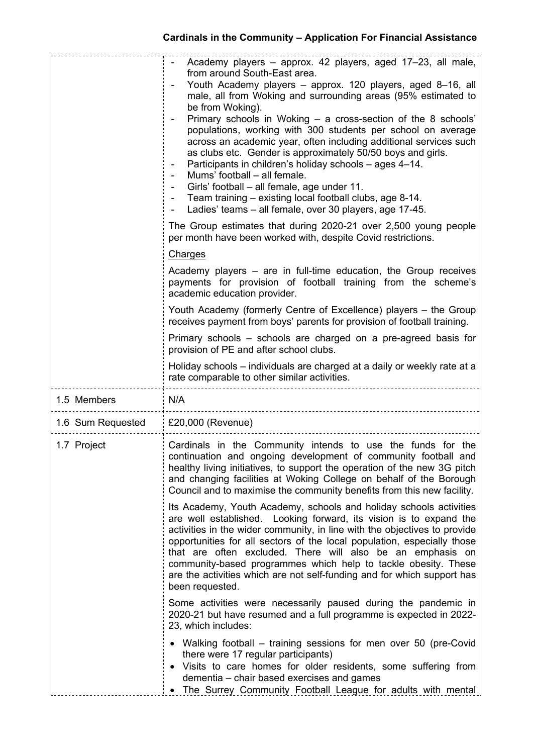| | |
|---|---|
| | - Academy players – approx. 42 players, aged 17–23, all male, from around South-East area.<br>- Youth Academy players – approx. 120 players, aged 8–16, all male, all from Woking and surrounding areas (95% estimated to be from Woking).<br>- Primary schools in Woking – a cross-section of the 8 schools' populations, working with 300 students per school on average across an academic year, often including additional services such as clubs etc. Gender is approximately 50/50 boys and girls.<br>- Participants in children's holiday schools – ages 4–14.<br>- Mums' football – all female.<br>- Girls' football – all female, age under 11.<br>- Team training – existing local football clubs, age 8-14.<br>- Ladies' teams – all female, over 30 players, age 17-45.<br><br>The Group estimates that during 2020-21 over 2,500 young people per month have been worked with, despite Covid restrictions.<br><br><u>Charges</u><br><br>Academy players – are in full-time education, the Group receives payments for provision of football training from the scheme's academic education provider.<br><br>Youth Academy (formerly Centre of Excellence) players – the Group receives payment from boys' parents for provision of football training.<br><br>Primary schools – schools are charged on a pre-agreed basis for provision of PE and after school clubs.<br><br>Holiday schools – individuals are charged at a daily or weekly rate at a rate comparable to other similar activities. |
| 1.5 Members | N/A |
| 1.6 Sum Requested | £20,000 (Revenue) |
| 1.7 Project | Cardinals in the Community intends to use the funds for the continuation and ongoing development of community football and healthy living initiatives, to support the operation of the new 3G pitch and changing facilities at Woking College on behalf of the Borough Council and to maximise the community benefits from this new facility.<br><br>Its Academy, Youth Academy, schools and holiday schools activities are well established. Looking forward, its vision is to expand the activities in the wider community, in line with the objectives to provide opportunities for all sectors of the local population, especially those that are often excluded. There will also be an emphasis on community-based programmes which help to tackle obesity. These are the activities which are not self-funding and for which support has been requested.<br><br>Some activities were necessarily paused during the pandemic in 2020-21 but have resumed and a full programme is expected in 2022-23, which includes:<br><br>• Walking football – training sessions for men over 50 (pre-Covid there were 17 regular participants)<br>• Visits to care homes for older residents, some suffering from dementia – chair based exercises and games<br>• The Surrey Community Football League for adults with mental |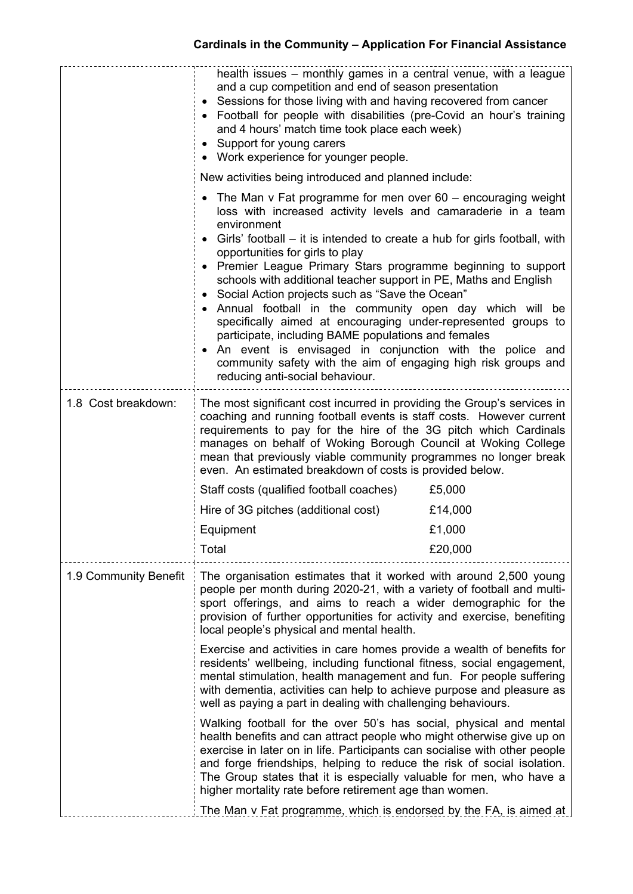| | |
|---|---|
| | health issues – monthly games in a central venue, with a league and a cup competition and end of season presentation<br>• Sessions for those living with and having recovered from cancer<br>• Football for people with disabilities (pre-Covid an hour's training and 4 hours' match time took place each week)<br>• Support for young carers<br>• Work experience for younger people.<br><br>New activities being introduced and planned include:<br><br>• The Man v Fat programme for men over 60 – encouraging weight loss with increased activity levels and camaraderie in a team environment<br>• Girls' football – it is intended to create a hub for girls football, with opportunities for girls to play<br>• Premier League Primary Stars programme beginning to support schools with additional teacher support in PE, Maths and English<br>• Social Action projects such as "Save the Ocean"<br>• Annual football in the community open day which will be specifically aimed at encouraging under-represented groups to participate, including BAME populations and females<br>• An event is envisaged in conjunction with the police and community safety with the aim of engaging high risk groups and reducing anti-social behaviour. |
| 1.8 Cost breakdown: | The most significant cost incurred in providing the Group's services in coaching and running football events is staff costs. However current requirements to pay for the hire of the 3G pitch which Cardinals manages on behalf of Woking Borough Council at Woking College mean that previously viable community programmes no longer break even. An estimated breakdown of costs is provided below.<br><br>Staff costs (qualified football coaches) £5,000<br>Hire of 3G pitches (additional cost) £14,000<br>Equipment £1,000<br>Total £20,000 |
| 1.9 Community Benefit | The organisation estimates that it worked with around 2,500 young people per month during 2020-21, with a variety of football and multi-sport offerings, and aims to reach a wider demographic for the provision of further opportunities for activity and exercise, benefiting local people's physical and mental health.<br><br>Exercise and activities in care homes provide a wealth of benefits for residents' wellbeing, including functional fitness, social engagement, mental stimulation, health management and fun. For people suffering with dementia, activities can help to achieve purpose and pleasure as well as paying a part in dealing with challenging behaviours.<br><br>Walking football for the over 50's has social, physical and mental health benefits and can attract people who might otherwise give up on exercise in later on in life. Participants can socialise with other people and forge friendships, helping to reduce the risk of social isolation. The Group states that it is especially valuable for men, who have a higher mortality rate before retirement age than women.<br><br>The Man v Fat programme, which is endorsed by the FA, is aimed at |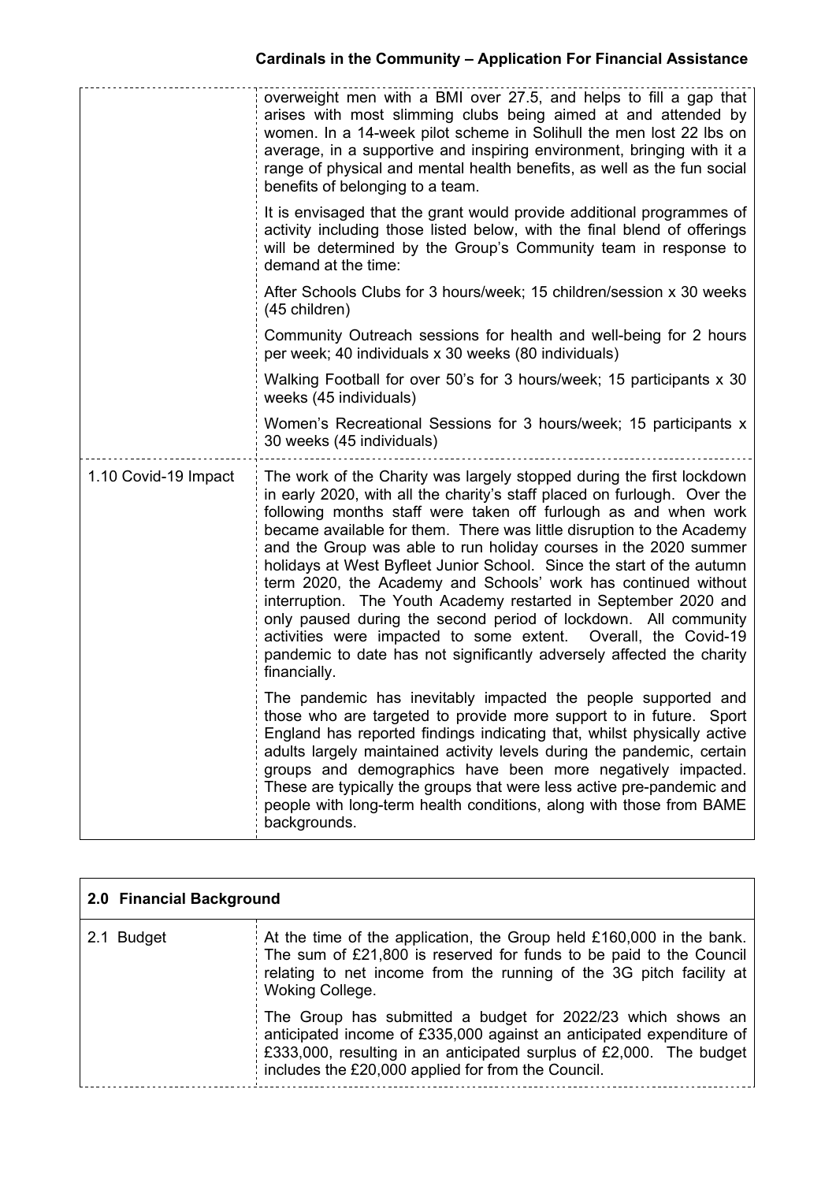| | |
|---|---|
| | overweight men with a BMI over 27.5, and helps to fill a gap that arises with most slimming clubs being aimed at and attended by women. In a 14-week pilot scheme in Solihull the men lost 22 lbs on average, in a supportive and inspiring environment, bringing with it a range of physical and mental health benefits, as well as the fun social benefits of belonging to a team.<br><br>It is envisaged that the grant would provide additional programmes of activity including those listed below, with the final blend of offerings will be determined by the Group's Community team in response to demand at the time:<br><br>After Schools Clubs for 3 hours/week; 15 children/session x 30 weeks (45 children)<br><br>Community Outreach sessions for health and well-being for 2 hours per week; 40 individuals x 30 weeks (80 individuals)<br><br>Walking Football for over 50's for 3 hours/week; 15 participants x 30 weeks (45 individuals)<br><br>Women's Recreational Sessions for 3 hours/week; 15 participants x 30 weeks (45 individuals) |
| 1.10 Covid-19 Impact | The work of the Charity was largely stopped during the first lockdown in early 2020, with all the charity's staff placed on furlough. Over the following months staff were taken off furlough as and when work became available for them. There was little disruption to the Academy and the Group was able to run holiday courses in the 2020 summer holidays at West Byfleet Junior School. Since the start of the autumn term 2020, the Academy and Schools' work has continued without interruption. The Youth Academy restarted in September 2020 and only paused during the second period of lockdown. All community activities were impacted to some extent. Overall, the Covid-19 pandemic to date has not significantly adversely affected the charity financially.<br><br>The pandemic has inevitably impacted the people supported and those who are targeted to provide more support to in future. Sport England has reported findings indicating that, whilst physically active adults largely maintained activity levels during the pandemic, certain groups and demographics have been more negatively impacted. These are typically the groups that were less active pre-pandemic and people with long-term health conditions, along with those from BAME backgrounds. |

| **2.0 Financial Background** | |
|---|---|
| 2.1 Budget | At the time of the application, the Group held £160,000 in the bank. The sum of £21,800 is reserved for funds to be paid to the Council relating to net income from the running of the 3G pitch facility at Woking College.<br><br>The Group has submitted a budget for 2022/23 which shows an anticipated income of £335,000 against an anticipated expenditure of £333,000, resulting in an anticipated surplus of £2,000. The budget includes the £20,000 applied for from the Council. |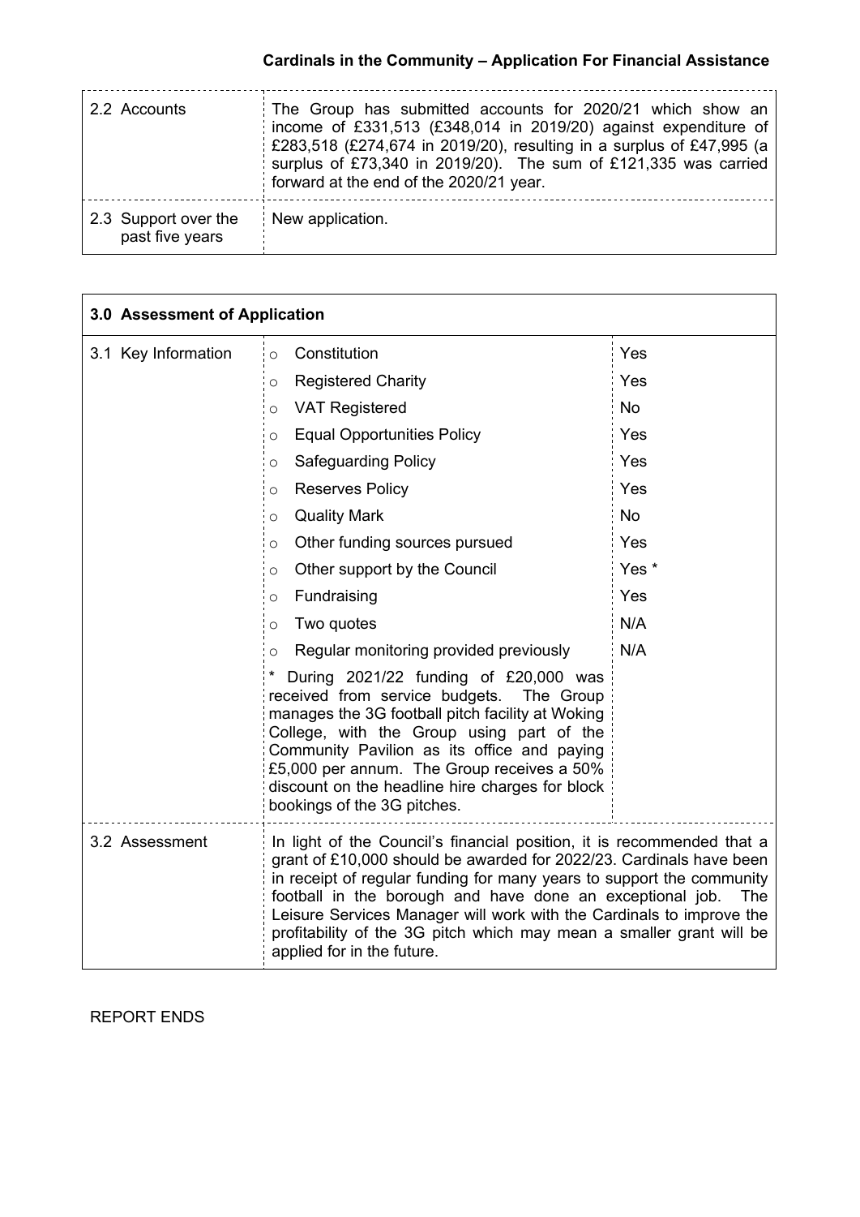| | |
|---|---|
| 2.2 Accounts | The Group has submitted accounts for 2020/21 which show an income of £331,513 (£348,014 in 2019/20) against expenditure of £283,518 (£274,674 in 2019/20), resulting in a surplus of £47,995 (a surplus of £73,340 in 2019/20). The sum of £121,335 was carried forward at the end of the 2020/21 year. |
| 2.3 Support over the past five years | New application. |

| **3.0 Assessment of Application** | | |
|---|---|---|
| 3.1 Key Information | Constitution | Yes |
| | Registered Charity | Yes |
| | VAT Registered | No |
| | Equal Opportunities Policy | Yes |
| | Safeguarding Policy | Yes |
| | Reserves Policy | Yes |
| | Quality Mark | No |
| | Other funding sources pursued | Yes |
| | Other support by the Council | Yes * |
| | Fundraising | Yes |
| | Two quotes | N/A |
| | Regular monitoring provided previously | N/A |
| | * During 2021/22 funding of £20,000 was received from service budgets. The Group manages the 3G football pitch facility at Woking College, with the Group using part of the Community Pavilion as its office and paying £5,000 per annum. The Group receives a 50% discount on the headline hire charges for block bookings of the 3G pitches. | |
| 3.2 Assessment | In light of the Council's financial position, it is recommended that a grant of £10,000 should be awarded for 2022/23. Cardinals have been in receipt of regular funding for many years to support the community football in the borough and have done an exceptional job. The Leisure Services Manager will work with the Cardinals to improve the profitability of the 3G pitch which may mean a smaller grant will be applied for in the future. | |

REPORT ENDS